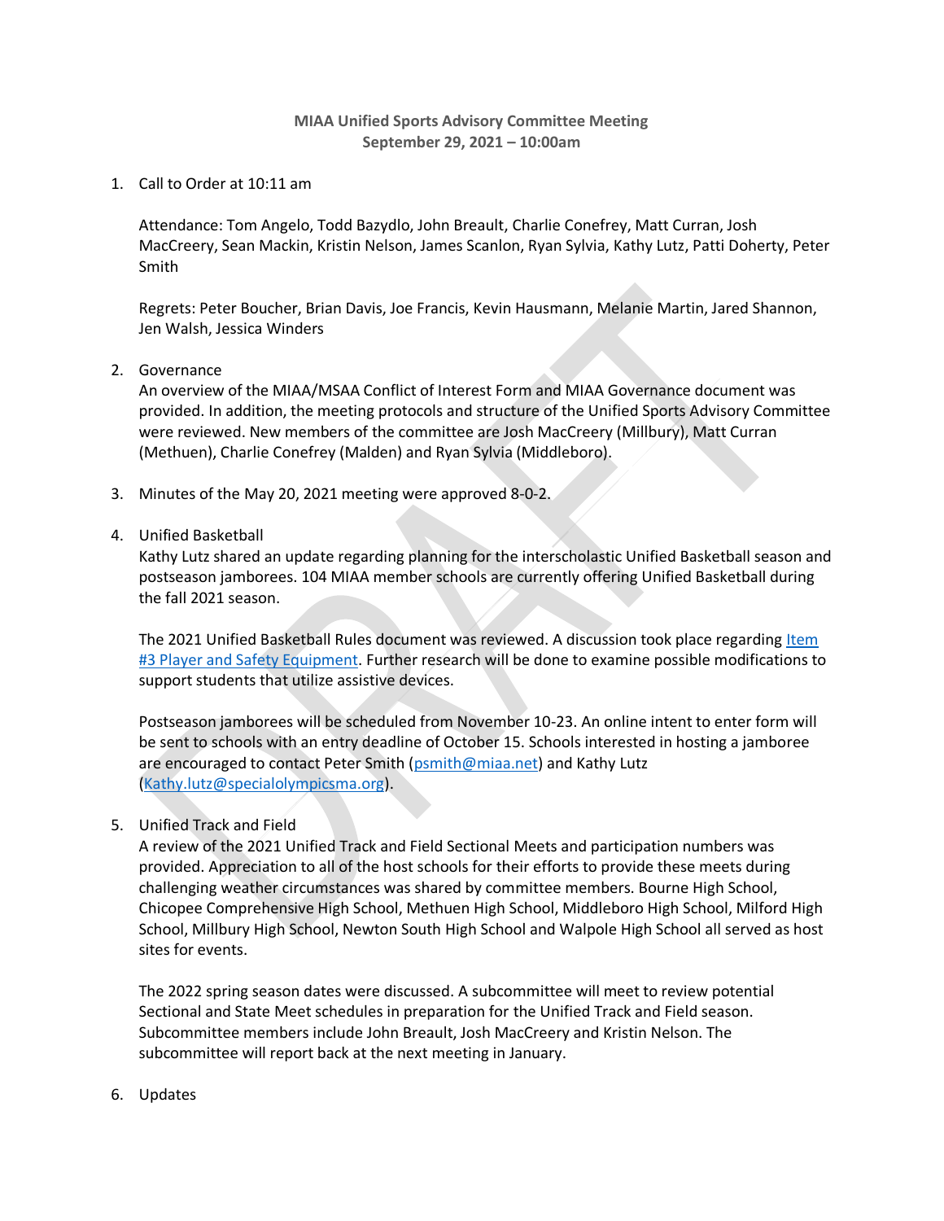**MIAA Unified Sports Advisory Committee Meeting**
**September 29, 2021 – 10:00am**

1. Call to Order at 10:11 am

   Attendance: Tom Angelo, Todd Bazydlo, John Breault, Charlie Conefrey, Matt Curran, Josh MacCreery, Sean Mackin, Kristin Nelson, James Scanlon, Ryan Sylvia, Kathy Lutz, Patti Doherty, Peter Smith

   Regrets: Peter Boucher, Brian Davis, Joe Francis, Kevin Hausmann, Melanie Martin, Jared Shannon, Jen Walsh, Jessica Winders

2. Governance
   An overview of the MIAA/MSAA Conflict of Interest Form and MIAA Governance document was provided. In addition, the meeting protocols and structure of the Unified Sports Advisory Committee were reviewed. New members of the committee are Josh MacCreery (Millbury), Matt Curran (Methuen), Charlie Conefrey (Malden) and Ryan Sylvia (Middleboro).

3. Minutes of the May 20, 2021 meeting were approved 8-0-2.

4. Unified Basketball
   Kathy Lutz shared an update regarding planning for the interscholastic Unified Basketball season and postseason jamborees. 104 MIAA member schools are currently offering Unified Basketball during the fall 2021 season.

   The 2021 Unified Basketball Rules document was reviewed. A discussion took place regarding Item #3 Player and Safety Equipment. Further research will be done to examine possible modifications to support students that utilize assistive devices.

   Postseason jamborees will be scheduled from November 10-23. An online intent to enter form will be sent to schools with an entry deadline of October 15. Schools interested in hosting a jamboree are encouraged to contact Peter Smith (psmith@miaa.net) and Kathy Lutz (Kathy.lutz@specialolympicsma.org).

5. Unified Track and Field
   A review of the 2021 Unified Track and Field Sectional Meets and participation numbers was provided. Appreciation to all of the host schools for their efforts to provide these meets during challenging weather circumstances was shared by committee members. Bourne High School, Chicopee Comprehensive High School, Methuen High School, Middleboro High School, Milford High School, Millbury High School, Newton South High School and Walpole High School all served as host sites for events.

   The 2022 spring season dates were discussed. A subcommittee will meet to review potential Sectional and State Meet schedules in preparation for the Unified Track and Field season. Subcommittee members include John Breault, Josh MacCreery and Kristin Nelson. The subcommittee will report back at the next meeting in January.

6. Updates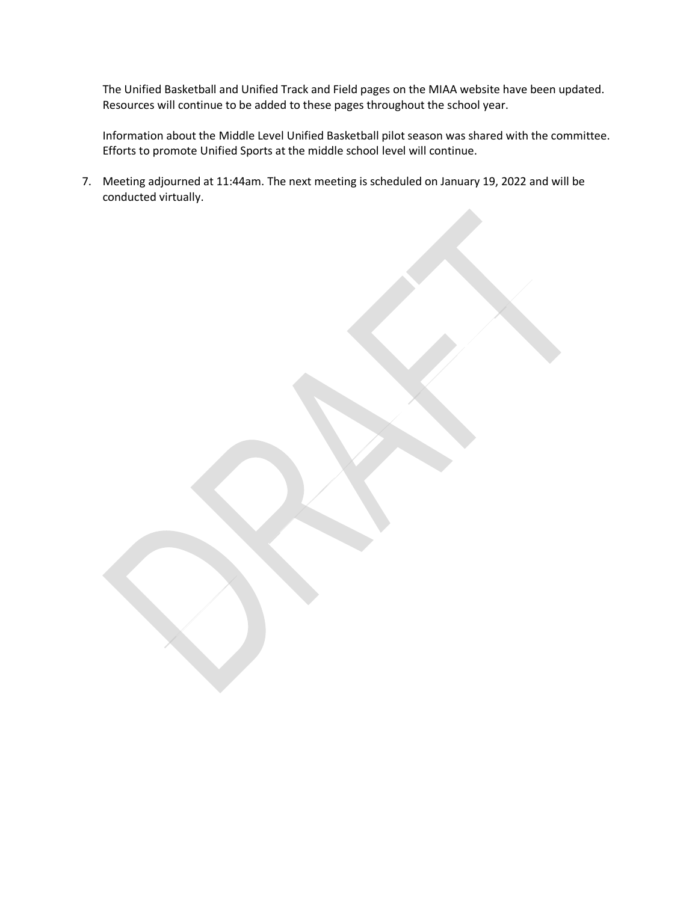The Unified Basketball and Unified Track and Field pages on the MIAA website have been updated. Resources will continue to be added to these pages throughout the school year.

Information about the Middle Level Unified Basketball pilot season was shared with the committee. Efforts to promote Unified Sports at the middle school level will continue.

7. Meeting adjourned at 11:44am. The next meeting is scheduled on January 19, 2022 and will be conducted virtually.